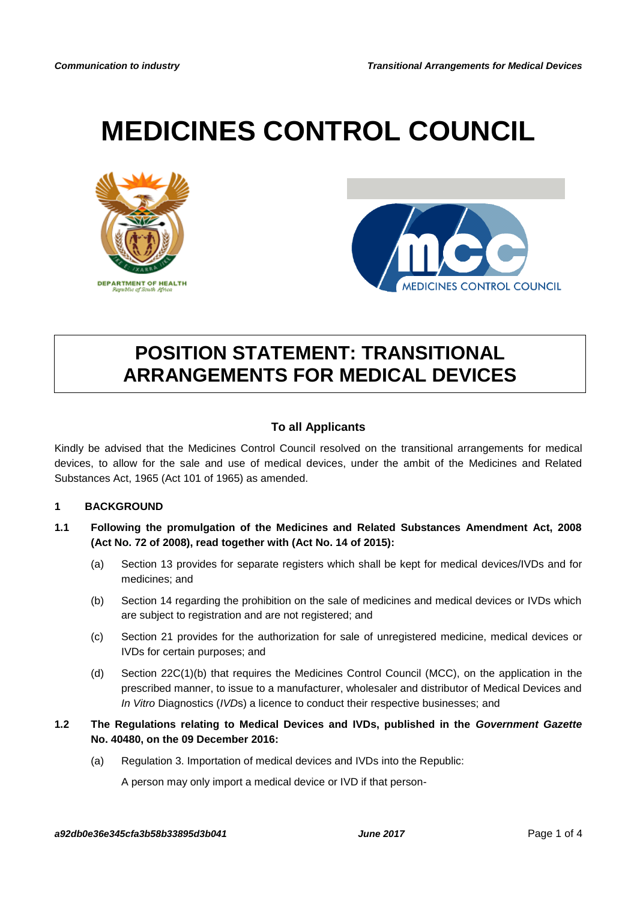# MEDICINES CONTROL COUNCIL

## POSITION STATEMENT: TRANSITIONAL ARRANGEMENTS FOR MEDICAL DEVICES

**To all Applicants**

Kindly be advised that the Medicines Control Council resolved on the transitional arrangements for medical devices, to allow for the sale and use of medical devices, under the ambit of the Medicines and Related Substances Act, 1965 (Act 101 of 1965) as amended.

### 1 BACKGROUND

**1.1 Following the promulgation of the Medicines and Related Substances Amendment Act, 2008 (Act No. 72 of 2008), read together with (Act No. 14 of 2015):**

(a) Section 13 provides for separate registers which shall be kept for medical devices/IVDs and for medicines; and

(b) Section 14 regarding the prohibition on the sale of medicines and medical devices or IVDs which are subject to registration and are not registered; and

(c) Section 21 provides for the authorization for sale of unregistered medicine, medical devices or IVDs for certain purposes; and

(d) Section 22C(1)(b) that requires the Medicines Control Council (MCC), on the application in the prescribed manner, to issue to a manufacturer, wholesaler and distributor of Medical Devices and *In Vitro* Diagnostics (*IVD*s) a licence to conduct their respective businesses; and

**1.2 The Regulations relating to Medical Devices and IVDs, published in the *Government Gazette* No. 40480, on the 09 December 2016:**

(a) Regulation 3. Importation of medical devices and IVDs into the Republic:

A person may only import a medical device or IVD if that person-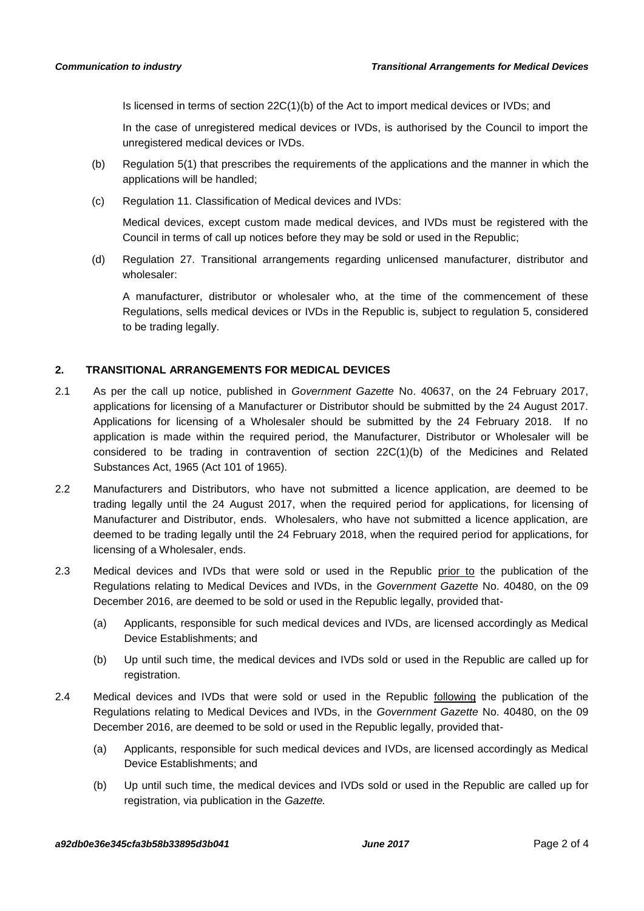Is licensed in terms of section 22C(1)(b) of the Act to import medical devices or IVDs; and

In the case of unregistered medical devices or IVDs, is authorised by the Council to import the unregistered medical devices or IVDs.

(b) Regulation 5(1) that prescribes the requirements of the applications and the manner in which the applications will be handled;

(c) Regulation 11. Classification of Medical devices and IVDs:

Medical devices, except custom made medical devices, and IVDs must be registered with the Council in terms of call up notices before they may be sold or used in the Republic;

(d) Regulation 27. Transitional arrangements regarding unlicensed manufacturer, distributor and wholesaler:

A manufacturer, distributor or wholesaler who, at the time of the commencement of these Regulations, sells medical devices or IVDs in the Republic is, subject to regulation 5, considered to be trading legally.

## 2. TRANSITIONAL ARRANGEMENTS FOR MEDICAL DEVICES

2.1 As per the call up notice, published in *Government Gazette* No. 40637, on the 24 February 2017, applications for licensing of a Manufacturer or Distributor should be submitted by the 24 August 2017. Applications for licensing of a Wholesaler should be submitted by the 24 February 2018. If no application is made within the required period, the Manufacturer, Distributor or Wholesaler will be considered to be trading in contravention of section 22C(1)(b) of the Medicines and Related Substances Act, 1965 (Act 101 of 1965).

2.2 Manufacturers and Distributors, who have not submitted a licence application, are deemed to be trading legally until the 24 August 2017, when the required period for applications, for licensing of Manufacturer and Distributor, ends. Wholesalers, who have not submitted a licence application, are deemed to be trading legally until the 24 February 2018, when the required period for applications, for licensing of a Wholesaler, ends.

2.3 Medical devices and IVDs that were sold or used in the Republic <u>prior to</u> the publication of the Regulations relating to Medical Devices and IVDs, in the *Government Gazette* No. 40480, on the 09 December 2016, are deemed to be sold or used in the Republic legally, provided that-

(a) Applicants, responsible for such medical devices and IVDs, are licensed accordingly as Medical Device Establishments; and

(b) Up until such time, the medical devices and IVDs sold or used in the Republic are called up for registration.

2.4 Medical devices and IVDs that were sold or used in the Republic <u>following</u> the publication of the Regulations relating to Medical Devices and IVDs, in the *Government Gazette* No. 40480, on the 09 December 2016, are deemed to be sold or used in the Republic legally, provided that-

(a) Applicants, responsible for such medical devices and IVDs, are licensed accordingly as Medical Device Establishments; and

(b) Up until such time, the medical devices and IVDs sold or used in the Republic are called up for registration, via publication in the *Gazette.*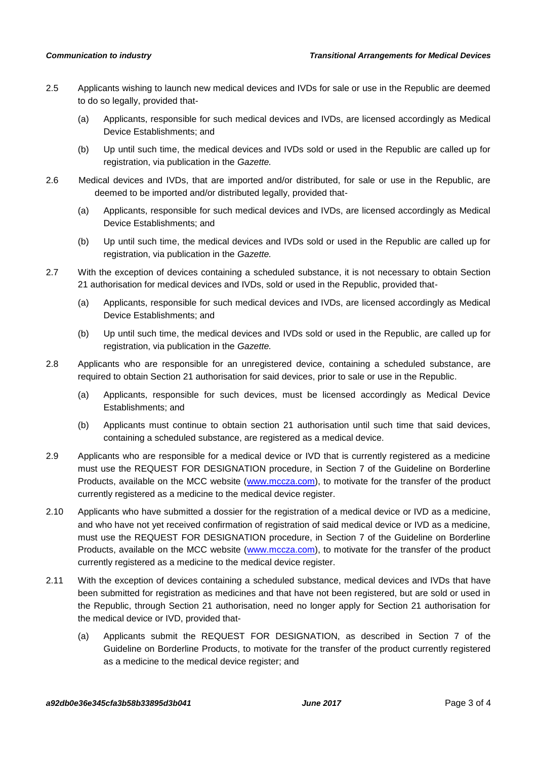2.5 Applicants wishing to launch new medical devices and IVDs for sale or use in the Republic are deemed to do so legally, provided that-

(a) Applicants, responsible for such medical devices and IVDs, are licensed accordingly as Medical Device Establishments; and

(b) Up until such time, the medical devices and IVDs sold or used in the Republic are called up for registration, via publication in the *Gazette.*

2.6 Medical devices and IVDs, that are imported and/or distributed, for sale or use in the Republic, are deemed to be imported and/or distributed legally, provided that-

(a) Applicants, responsible for such medical devices and IVDs, are licensed accordingly as Medical Device Establishments; and

(b) Up until such time, the medical devices and IVDs sold or used in the Republic are called up for registration, via publication in the *Gazette.*

2.7 With the exception of devices containing a scheduled substance, it is not necessary to obtain Section 21 authorisation for medical devices and IVDs, sold or used in the Republic, provided that-

(a) Applicants, responsible for such medical devices and IVDs, are licensed accordingly as Medical Device Establishments; and

(b) Up until such time, the medical devices and IVDs sold or used in the Republic, are called up for registration, via publication in the *Gazette.*

2.8 Applicants who are responsible for an unregistered device, containing a scheduled substance, are required to obtain Section 21 authorisation for said devices, prior to sale or use in the Republic.

(a) Applicants, responsible for such devices, must be licensed accordingly as Medical Device Establishments; and

(b) Applicants must continue to obtain section 21 authorisation until such time that said devices, containing a scheduled substance, are registered as a medical device.

2.9 Applicants who are responsible for a medical device or IVD that is currently registered as a medicine must use the REQUEST FOR DESIGNATION procedure, in Section 7 of the Guideline on Borderline Products, available on the MCC website (www.mccza.com), to motivate for the transfer of the product currently registered as a medicine to the medical device register.

2.10 Applicants who have submitted a dossier for the registration of a medical device or IVD as a medicine, and who have not yet received confirmation of registration of said medical device or IVD as a medicine, must use the REQUEST FOR DESIGNATION procedure, in Section 7 of the Guideline on Borderline Products, available on the MCC website (www.mccza.com), to motivate for the transfer of the product currently registered as a medicine to the medical device register.

2.11 With the exception of devices containing a scheduled substance, medical devices and IVDs that have been submitted for registration as medicines and that have not been registered, but are sold or used in the Republic, through Section 21 authorisation, need no longer apply for Section 21 authorisation for the medical device or IVD, provided that-

(a) Applicants submit the REQUEST FOR DESIGNATION, as described in Section 7 of the Guideline on Borderline Products, to motivate for the transfer of the product currently registered as a medicine to the medical device register; and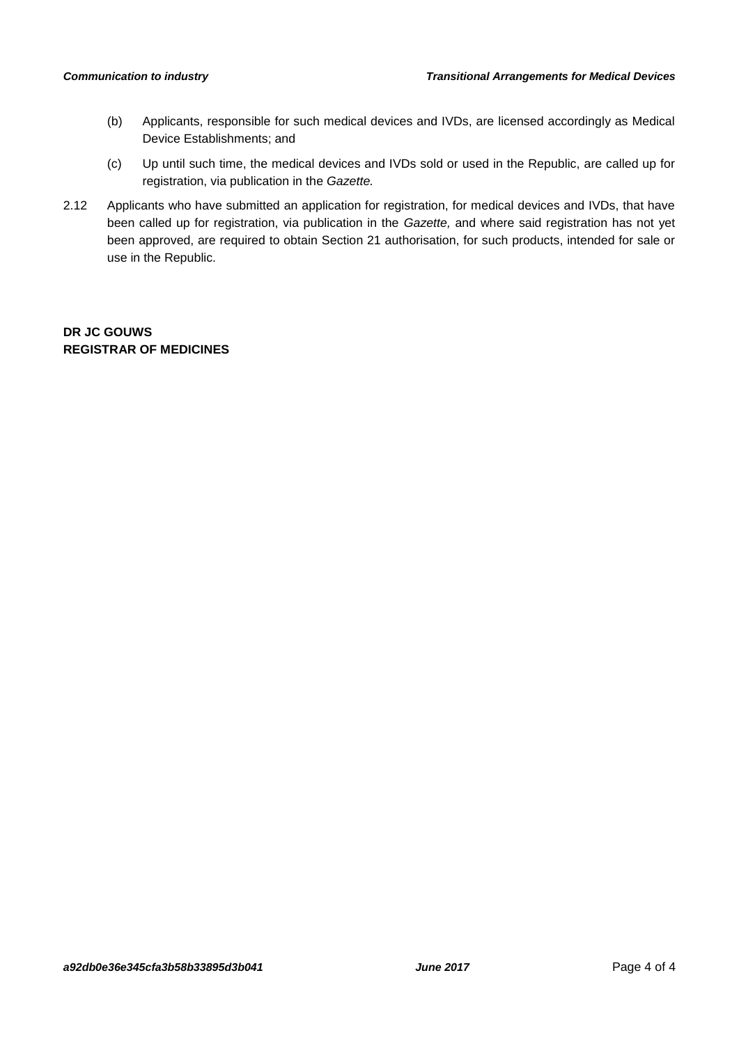(b) Applicants, responsible for such medical devices and IVDs, are licensed accordingly as Medical Device Establishments; and

(c) Up until such time, the medical devices and IVDs sold or used in the Republic, are called up for registration, via publication in the *Gazette.*

2.12 Applicants who have submitted an application for registration, for medical devices and IVDs, that have been called up for registration, via publication in the *Gazette,* and where said registration has not yet been approved, are required to obtain Section 21 authorisation, for such products, intended for sale or use in the Republic.

**DR JC GOUWS**
**REGISTRAR OF MEDICINES**